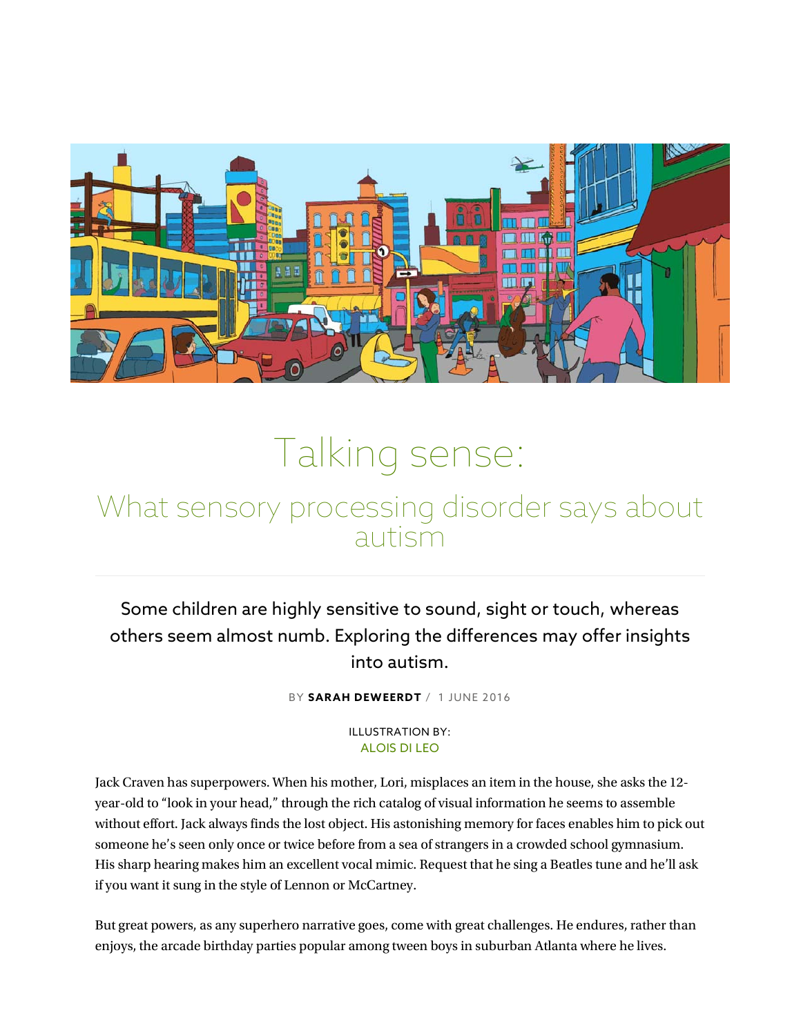# Talking sense:

## What sensory processing disorder says about autism

Some children are highly sensitive to sound, sight or touch, whereas others seem almost numb. Exploring the differences may offer insights into autism.

BY **SARAH DEWEERDT** / 1 JUNE 2016

ILLUSTRATION BY:
ALOIS DI LEO

Jack Craven has superpowers. When his mother, Lori, misplaces an item in the house, she asks the 12-year-old to "look in your head," through the rich catalog of visual information he seems to assemble without effort. Jack always finds the lost object. His astonishing memory for faces enables him to pick out someone he's seen only once or twice before from a sea of strangers in a crowded school gymnasium. His sharp hearing makes him an excellent vocal mimic. Request that he sing a Beatles tune and he'll ask if you want it sung in the style of Lennon or McCartney.

But great powers, as any superhero narrative goes, come with great challenges. He endures, rather than enjoys, the arcade birthday parties popular among tween boys in suburban Atlanta where he lives.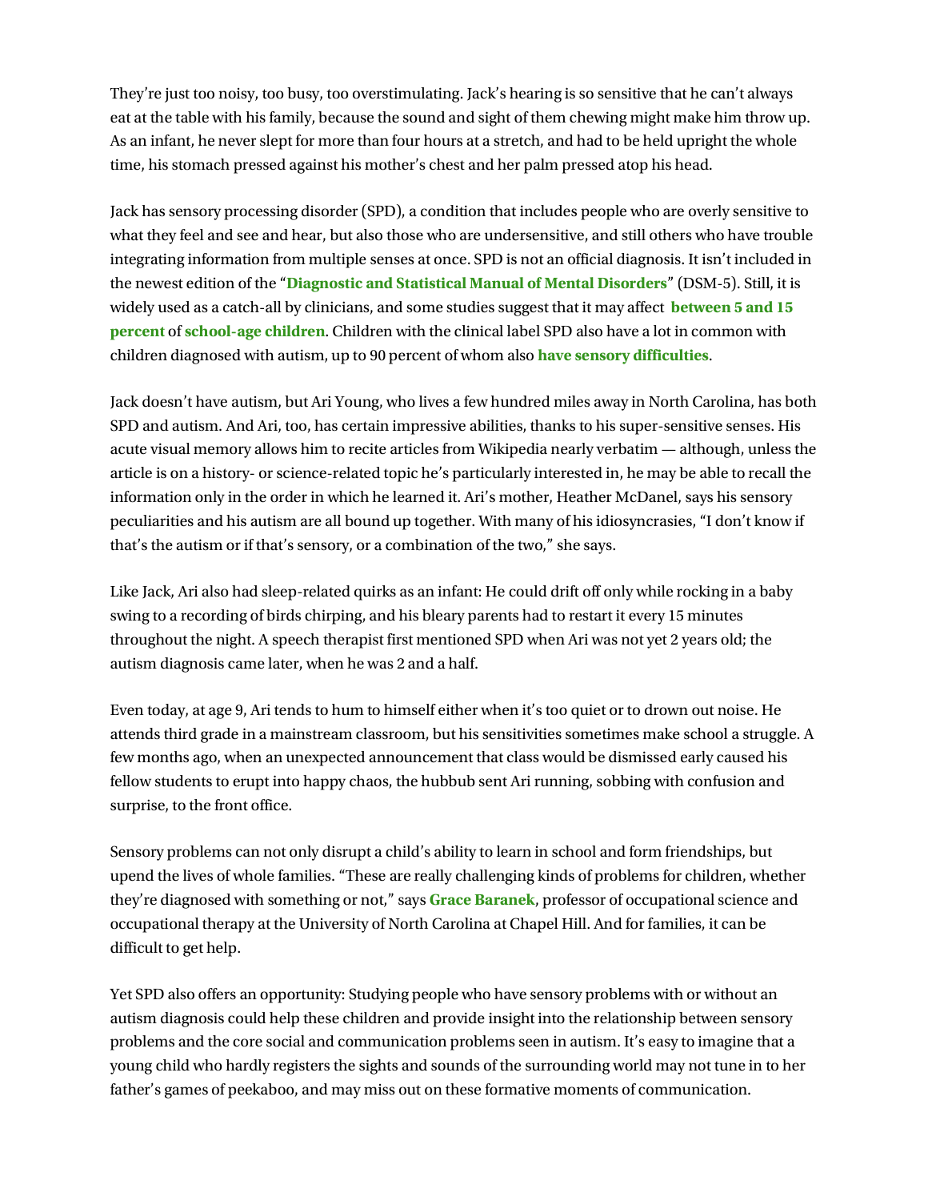They're just too noisy, too busy, too overstimulating. Jack's hearing is so sensitive that he can't always eat at the table with his family, because the sound and sight of them chewing might make him throw up. As an infant, he never slept for more than four hours at a stretch, and had to be held upright the whole time, his stomach pressed against his mother's chest and her palm pressed atop his head.

Jack has sensory processing disorder (SPD), a condition that includes people who are overly sensitive to what they feel and see and hear, but also those who are undersensitive, and still others who have trouble integrating information from multiple senses at once. SPD is not an official diagnosis. It isn't included in the newest edition of the "**Diagnostic and Statistical Manual of Mental Disorders**" (DSM-5). Still, it is widely used as a catch-all by clinicians, and some studies suggest that it may affect **between 5 and 15 percent** of **school-age children**. Children with the clinical label SPD also have a lot in common with children diagnosed with autism, up to 90 percent of whom also **have sensory difficulties**.

Jack doesn't have autism, but Ari Young, who lives a few hundred miles away in North Carolina, has both SPD and autism. And Ari, too, has certain impressive abilities, thanks to his super-sensitive senses. His acute visual memory allows him to recite articles from Wikipedia nearly verbatim — although, unless the article is on a history- or science-related topic he's particularly interested in, he may be able to recall the information only in the order in which he learned it. Ari's mother, Heather McDanel, says his sensory peculiarities and his autism are all bound up together. With many of his idiosyncrasies, "I don't know if that's the autism or if that's sensory, or a combination of the two," she says.

Like Jack, Ari also had sleep-related quirks as an infant: He could drift off only while rocking in a baby swing to a recording of birds chirping, and his bleary parents had to restart it every 15 minutes throughout the night. A speech therapist first mentioned SPD when Ari was not yet 2 years old; the autism diagnosis came later, when he was 2 and a half.

Even today, at age 9, Ari tends to hum to himself either when it's too quiet or to drown out noise. He attends third grade in a mainstream classroom, but his sensitivities sometimes make school a struggle. A few months ago, when an unexpected announcement that class would be dismissed early caused his fellow students to erupt into happy chaos, the hubbub sent Ari running, sobbing with confusion and surprise, to the front office.

Sensory problems can not only disrupt a child's ability to learn in school and form friendships, but upend the lives of whole families. "These are really challenging kinds of problems for children, whether they're diagnosed with something or not," says **Grace Baranek**, professor of occupational science and occupational therapy at the University of North Carolina at Chapel Hill. And for families, it can be difficult to get help.

Yet SPD also offers an opportunity: Studying people who have sensory problems with or without an autism diagnosis could help these children and provide insight into the relationship between sensory problems and the core social and communication problems seen in autism. It's easy to imagine that a young child who hardly registers the sights and sounds of the surrounding world may not tune in to her father's games of peekaboo, and may miss out on these formative moments of communication.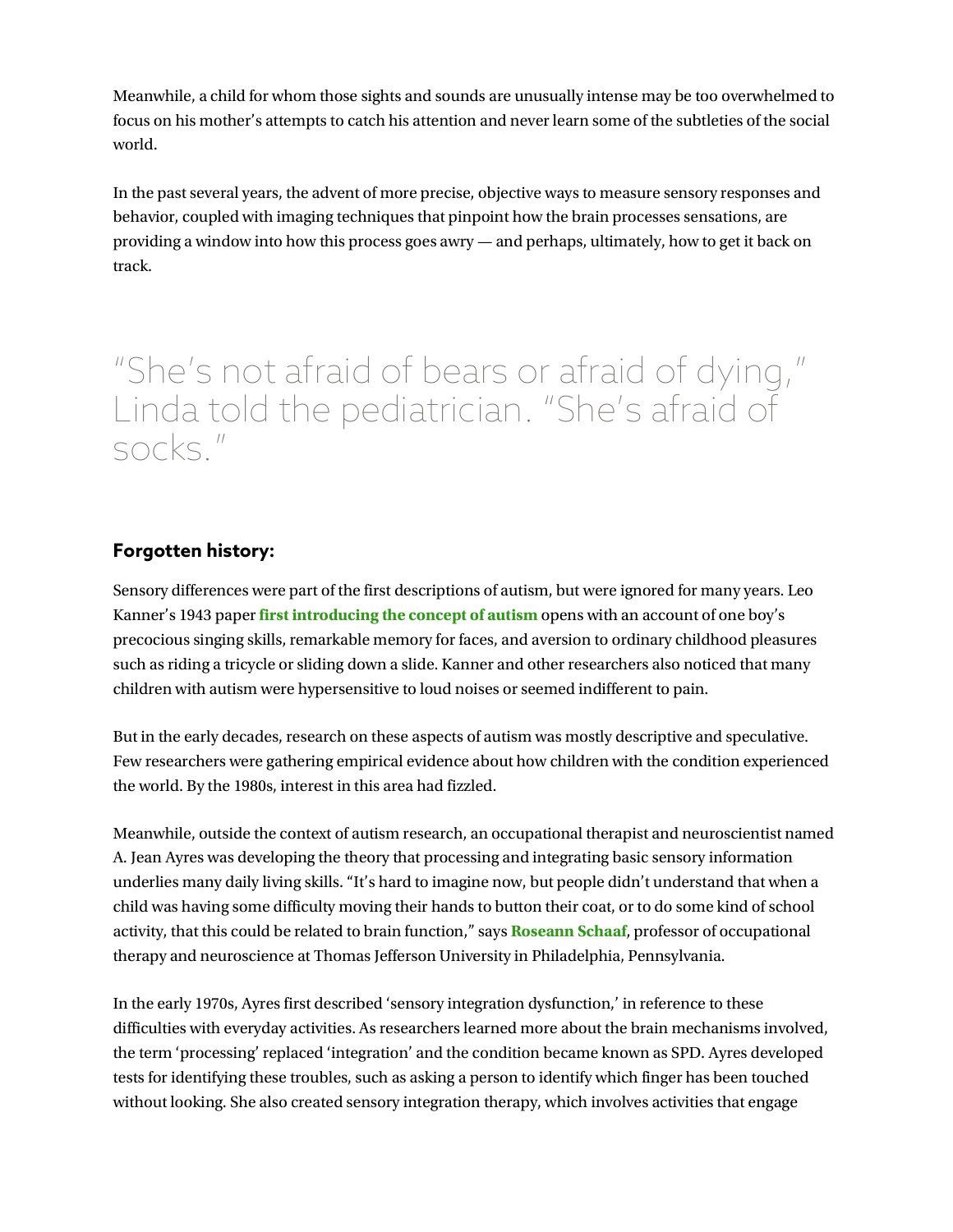Meanwhile, a child for whom those sights and sounds are unusually intense may be too overwhelmed to focus on his mother's attempts to catch his attention and never learn some of the subtleties of the social world.

In the past several years, the advent of more precise, objective ways to measure sensory responses and behavior, coupled with imaging techniques that pinpoint how the brain processes sensations, are providing a window into how this process goes awry — and perhaps, ultimately, how to get it back on track.

> "She's not afraid of bears or afraid of dying," Linda told the pediatrician. "She's afraid of socks."

## Forgotten history:

Sensory differences were part of the first descriptions of autism, but were ignored for many years. Leo Kanner's 1943 paper **first introducing the concept of autism** opens with an account of one boy's precocious singing skills, remarkable memory for faces, and aversion to ordinary childhood pleasures such as riding a tricycle or sliding down a slide. Kanner and other researchers also noticed that many children with autism were hypersensitive to loud noises or seemed indifferent to pain.

But in the early decades, research on these aspects of autism was mostly descriptive and speculative. Few researchers were gathering empirical evidence about how children with the condition experienced the world. By the 1980s, interest in this area had fizzled.

Meanwhile, outside the context of autism research, an occupational therapist and neuroscientist named A. Jean Ayres was developing the theory that processing and integrating basic sensory information underlies many daily living skills. "It's hard to imagine now, but people didn't understand that when a child was having some difficulty moving their hands to button their coat, or to do some kind of school activity, that this could be related to brain function," says **Roseann Schaaf**, professor of occupational therapy and neuroscience at Thomas Jefferson University in Philadelphia, Pennsylvania.

In the early 1970s, Ayres first described 'sensory integration dysfunction,' in reference to these difficulties with everyday activities. As researchers learned more about the brain mechanisms involved, the term 'processing' replaced 'integration' and the condition became known as SPD. Ayres developed tests for identifying these troubles, such as asking a person to identify which finger has been touched without looking. She also created sensory integration therapy, which involves activities that engage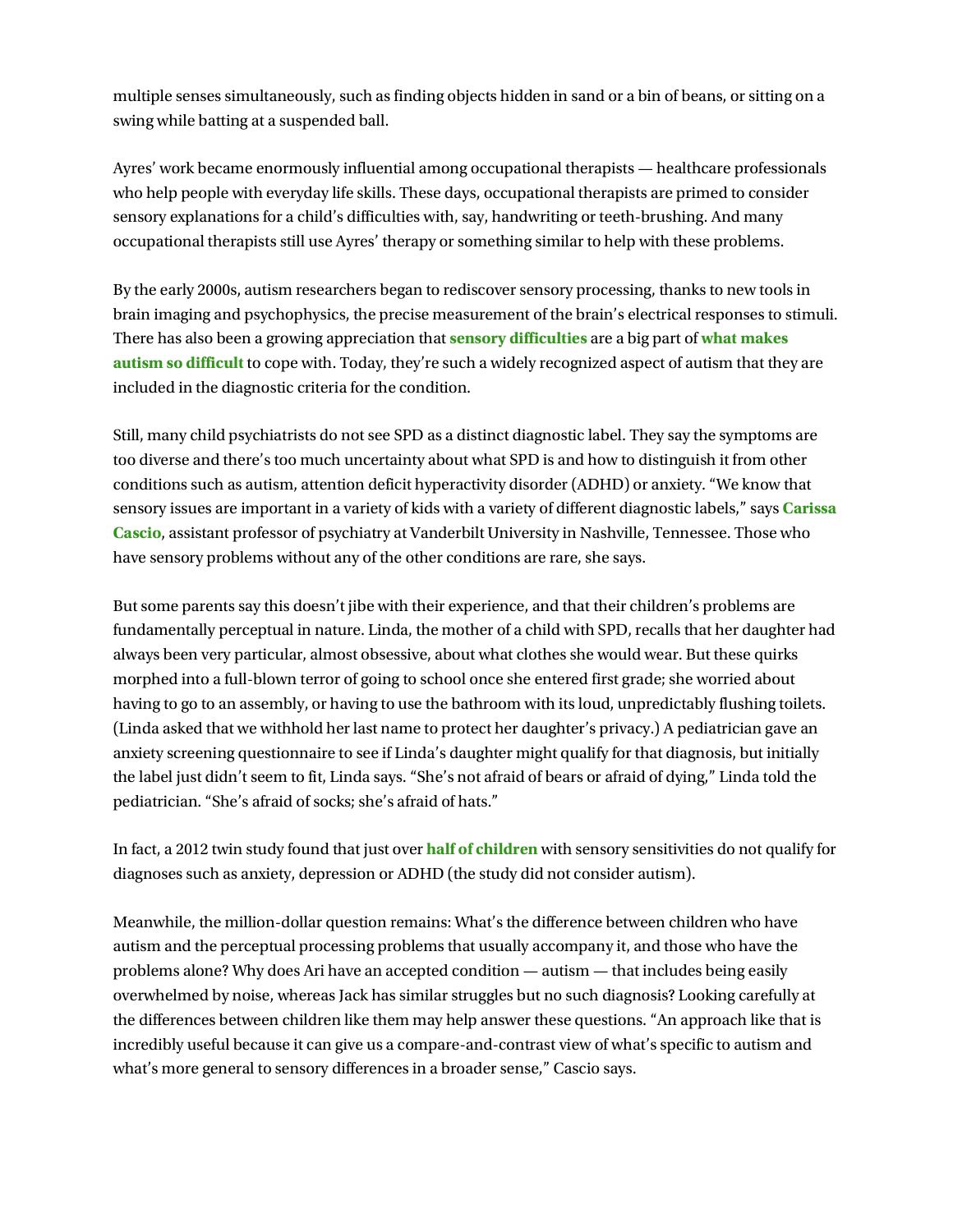multiple senses simultaneously, such as finding objects hidden in sand or a bin of beans, or sitting on a swing while batting at a suspended ball.

Ayres' work became enormously influential among occupational therapists — healthcare professionals who help people with everyday life skills. These days, occupational therapists are primed to consider sensory explanations for a child's difficulties with, say, handwriting or teeth-brushing. And many occupational therapists still use Ayres' therapy or something similar to help with these problems.

By the early 2000s, autism researchers began to rediscover sensory processing, thanks to new tools in brain imaging and psychophysics, the precise measurement of the brain's electrical responses to stimuli. There has also been a growing appreciation that **sensory difficulties** are a big part of **what makes autism so difficult** to cope with. Today, they're such a widely recognized aspect of autism that they are included in the diagnostic criteria for the condition.

Still, many child psychiatrists do not see SPD as a distinct diagnostic label. They say the symptoms are too diverse and there's too much uncertainty about what SPD is and how to distinguish it from other conditions such as autism, attention deficit hyperactivity disorder (ADHD) or anxiety. "We know that sensory issues are important in a variety of kids with a variety of different diagnostic labels," says **Carissa Cascio**, assistant professor of psychiatry at Vanderbilt University in Nashville, Tennessee. Those who have sensory problems without any of the other conditions are rare, she says.

But some parents say this doesn't jibe with their experience, and that their children's problems are fundamentally perceptual in nature. Linda, the mother of a child with SPD, recalls that her daughter had always been very particular, almost obsessive, about what clothes she would wear. But these quirks morphed into a full-blown terror of going to school once she entered first grade; she worried about having to go to an assembly, or having to use the bathroom with its loud, unpredictably flushing toilets. (Linda asked that we withhold her last name to protect her daughter's privacy.) A pediatrician gave an anxiety screening questionnaire to see if Linda's daughter might qualify for that diagnosis, but initially the label just didn't seem to fit, Linda says. "She's not afraid of bears or afraid of dying," Linda told the pediatrician. "She's afraid of socks; she's afraid of hats."

In fact, a 2012 twin study found that just over **half of children** with sensory sensitivities do not qualify for diagnoses such as anxiety, depression or ADHD (the study did not consider autism).

Meanwhile, the million-dollar question remains: What's the difference between children who have autism and the perceptual processing problems that usually accompany it, and those who have the problems alone? Why does Ari have an accepted condition — autism — that includes being easily overwhelmed by noise, whereas Jack has similar struggles but no such diagnosis? Looking carefully at the differences between children like them may help answer these questions. "An approach like that is incredibly useful because it can give us a compare-and-contrast view of what's specific to autism and what's more general to sensory differences in a broader sense," Cascio says.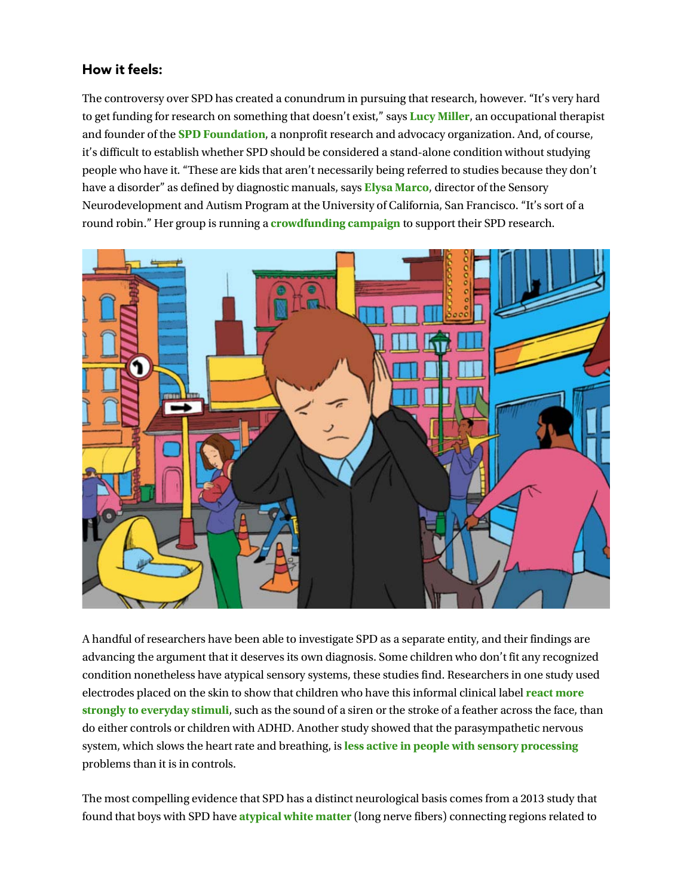## How it feels:

The controversy over SPD has created a conundrum in pursuing that research, however. "It's very hard to get funding for research on something that doesn't exist," says **Lucy Miller**, an occupational therapist and founder of the **SPD Foundation**, a nonprofit research and advocacy organization. And, of course, it's difficult to establish whether SPD should be considered a stand-alone condition without studying people who have it. "These are kids that aren't necessarily being referred to studies because they don't have a disorder" as defined by diagnostic manuals, says **Elysa Marco**, director of the Sensory Neurodevelopment and Autism Program at the University of California, San Francisco. "It's sort of a round robin." Her group is running a **crowdfunding campaign** to support their SPD research.

A handful of researchers have been able to investigate SPD as a separate entity, and their findings are advancing the argument that it deserves its own diagnosis. Some children who don't fit any recognized condition nonetheless have atypical sensory systems, these studies find. Researchers in one study used electrodes placed on the skin to show that children who have this informal clinical label **react more strongly to everyday stimuli**, such as the sound of a siren or the stroke of a feather across the face, than do either controls or children with ADHD. Another study showed that the parasympathetic nervous system, which slows the heart rate and breathing, is **less active in people with sensory processing** problems than it is in controls.

The most compelling evidence that SPD has a distinct neurological basis comes from a 2013 study that found that boys with SPD have **atypical white matter** (long nerve fibers) connecting regions related to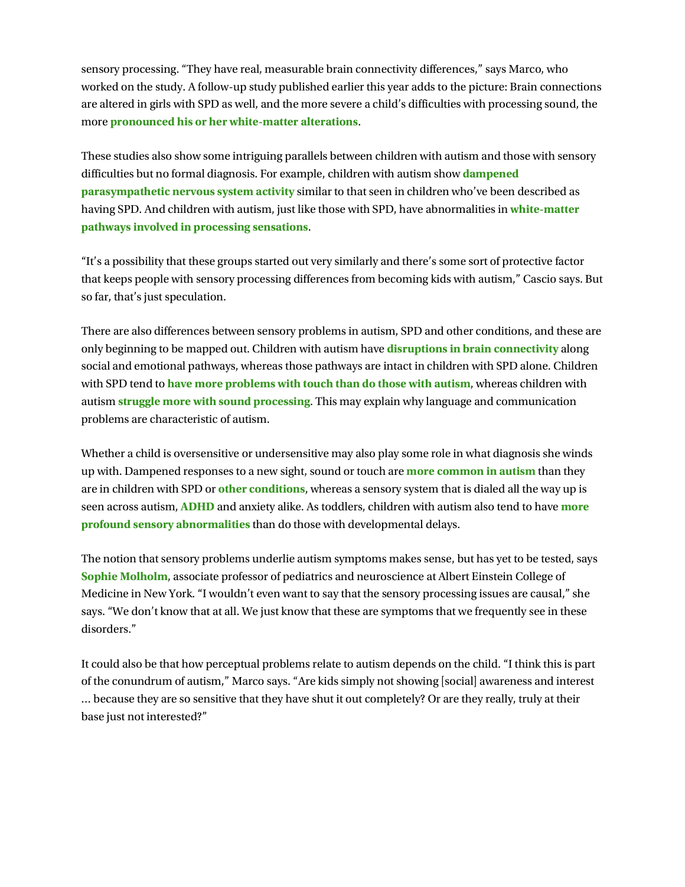sensory processing. "They have real, measurable brain connectivity differences," says Marco, who worked on the study. A follow-up study published earlier this year adds to the picture: Brain connections are altered in girls with SPD as well, and the more severe a child's difficulties with processing sound, the more **pronounced his or her white-matter alterations**.

These studies also show some intriguing parallels between children with autism and those with sensory difficulties but no formal diagnosis. For example, children with autism show **dampened parasympathetic nervous system activity** similar to that seen in children who've been described as having SPD. And children with autism, just like those with SPD, have abnormalities in **white-matter pathways involved in processing sensations**.

"It's a possibility that these groups started out very similarly and there's some sort of protective factor that keeps people with sensory processing differences from becoming kids with autism," Cascio says. But so far, that's just speculation.

There are also differences between sensory problems in autism, SPD and other conditions, and these are only beginning to be mapped out. Children with autism have **disruptions in brain connectivity** along social and emotional pathways, whereas those pathways are intact in children with SPD alone. Children with SPD tend to **have more problems with touch than do those with autism**, whereas children with autism **struggle more with sound processing**. This may explain why language and communication problems are characteristic of autism.

Whether a child is oversensitive or undersensitive may also play some role in what diagnosis she winds up with. Dampened responses to a new sight, sound or touch are **more common in autism** than they are in children with SPD or **other conditions**, whereas a sensory system that is dialed all the way up is seen across autism, **ADHD** and anxiety alike. As toddlers, children with autism also tend to have **more profound sensory abnormalities** than do those with developmental delays.

The notion that sensory problems underlie autism symptoms makes sense, but has yet to be tested, says **Sophie Molholm**, associate professor of pediatrics and neuroscience at Albert Einstein College of Medicine in New York. "I wouldn't even want to say that the sensory processing issues are causal," she says. "We don't know that at all. We just know that these are symptoms that we frequently see in these disorders."

It could also be that how perceptual problems relate to autism depends on the child. "I think this is part of the conundrum of autism," Marco says. "Are kids simply not showing [social] awareness and interest … because they are so sensitive that they have shut it out completely? Or are they really, truly at their base just not interested?"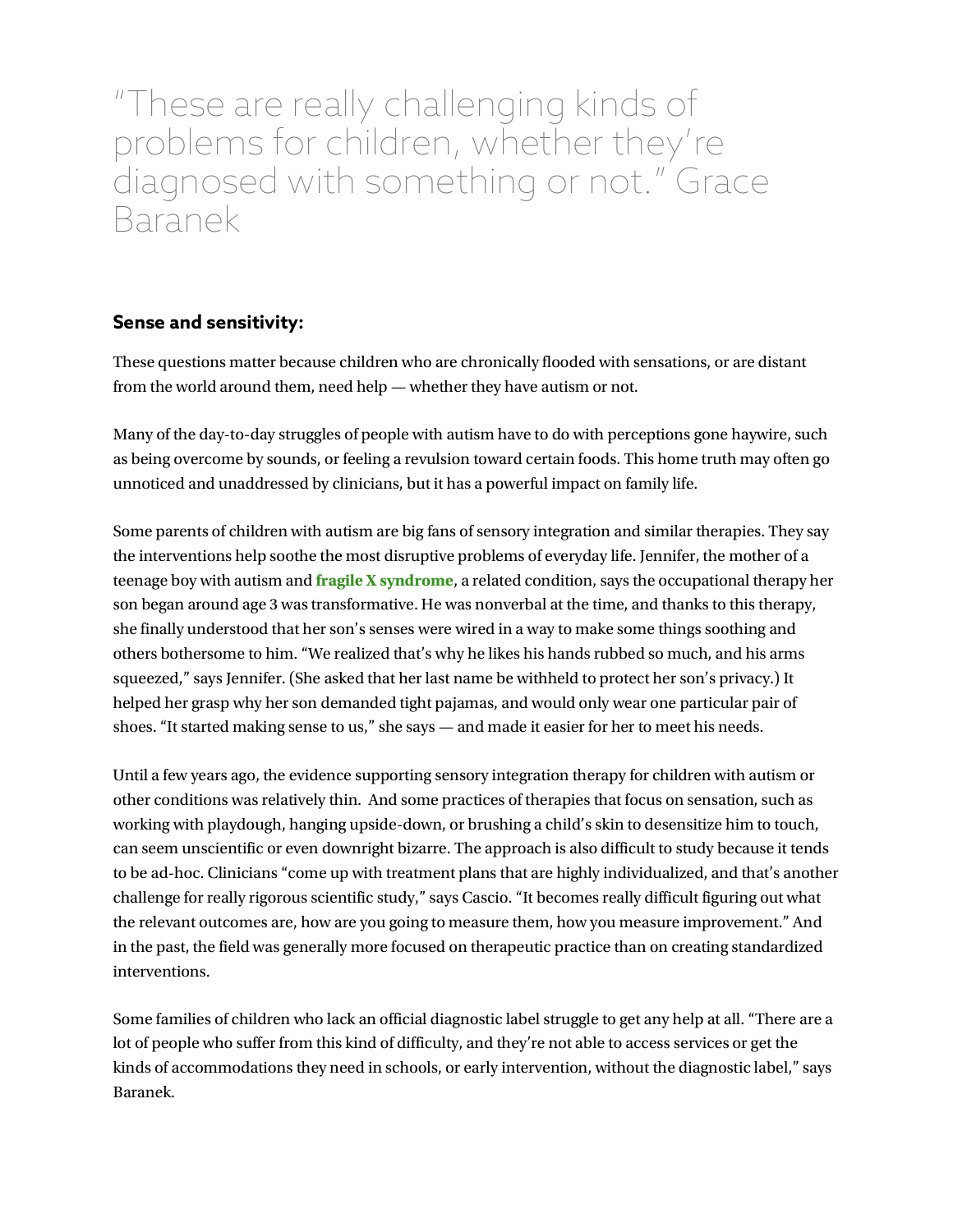> "These are really challenging kinds of problems for children, whether they're diagnosed with something or not." Grace Baranek

## Sense and sensitivity:

These questions matter because children who are chronically flooded with sensations, or are distant from the world around them, need help — whether they have autism or not.

Many of the day-to-day struggles of people with autism have to do with perceptions gone haywire, such as being overcome by sounds, or feeling a revulsion toward certain foods. This home truth may often go unnoticed and unaddressed by clinicians, but it has a powerful impact on family life.

Some parents of children with autism are big fans of sensory integration and similar therapies. They say the interventions help soothe the most disruptive problems of everyday life. Jennifer, the mother of a teenage boy with autism and **fragile X syndrome**, a related condition, says the occupational therapy her son began around age 3 was transformative. He was nonverbal at the time, and thanks to this therapy, she finally understood that her son's senses were wired in a way to make some things soothing and others bothersome to him. "We realized that's why he likes his hands rubbed so much, and his arms squeezed," says Jennifer. (She asked that her last name be withheld to protect her son's privacy.) It helped her grasp why her son demanded tight pajamas, and would only wear one particular pair of shoes. "It started making sense to us," she says — and made it easier for her to meet his needs.

Until a few years ago, the evidence supporting sensory integration therapy for children with autism or other conditions was relatively thin. And some practices of therapies that focus on sensation, such as working with playdough, hanging upside-down, or brushing a child's skin to desensitize him to touch, can seem unscientific or even downright bizarre. The approach is also difficult to study because it tends to be ad-hoc. Clinicians "come up with treatment plans that are highly individualized, and that's another challenge for really rigorous scientific study," says Cascio. "It becomes really difficult figuring out what the relevant outcomes are, how are you going to measure them, how you measure improvement." And in the past, the field was generally more focused on therapeutic practice than on creating standardized interventions.

Some families of children who lack an official diagnostic label struggle to get any help at all. "There are a lot of people who suffer from this kind of difficulty, and they're not able to access services or get the kinds of accommodations they need in schools, or early intervention, without the diagnostic label," says Baranek.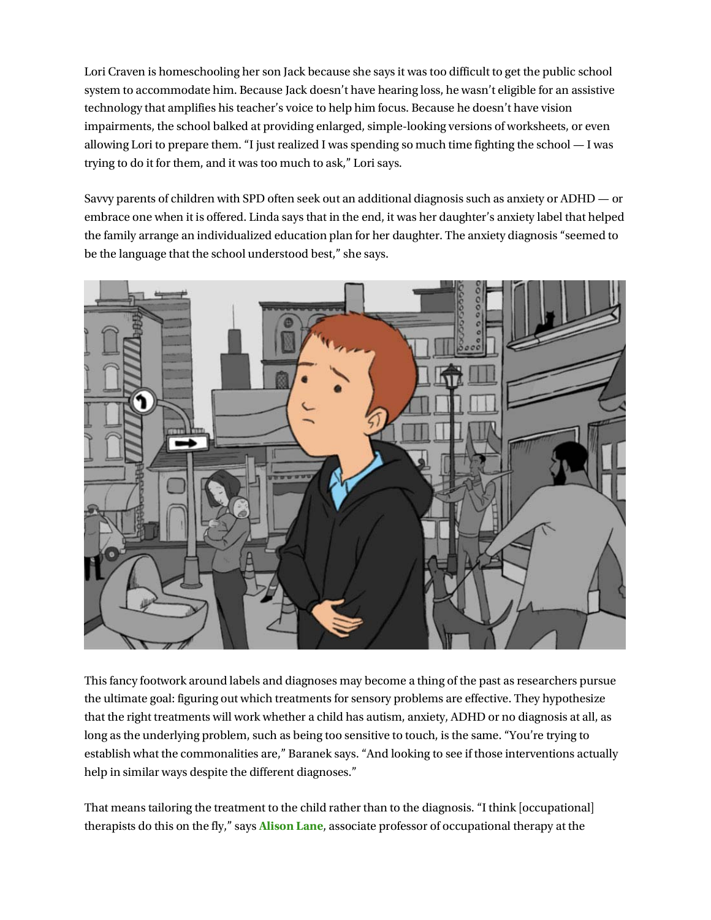Lori Craven is homeschooling her son Jack because she says it was too difficult to get the public school system to accommodate him. Because Jack doesn't have hearing loss, he wasn't eligible for an assistive technology that amplifies his teacher's voice to help him focus. Because he doesn't have vision impairments, the school balked at providing enlarged, simple-looking versions of worksheets, or even allowing Lori to prepare them. "I just realized I was spending so much time fighting the school — I was trying to do it for them, and it was too much to ask," Lori says.

Savvy parents of children with SPD often seek out an additional diagnosis such as anxiety or ADHD — or embrace one when it is offered. Linda says that in the end, it was her daughter's anxiety label that helped the family arrange an individualized education plan for her daughter. The anxiety diagnosis "seemed to be the language that the school understood best," she says.

This fancy footwork around labels and diagnoses may become a thing of the past as researchers pursue the ultimate goal: figuring out which treatments for sensory problems are effective. They hypothesize that the right treatments will work whether a child has autism, anxiety, ADHD or no diagnosis at all, as long as the underlying problem, such as being too sensitive to touch, is the same. "You're trying to establish what the commonalities are," Baranek says. "And looking to see if those interventions actually help in similar ways despite the different diagnoses."

That means tailoring the treatment to the child rather than to the diagnosis. "I think [occupational] therapists do this on the fly," says **Alison Lane**, associate professor of occupational therapy at the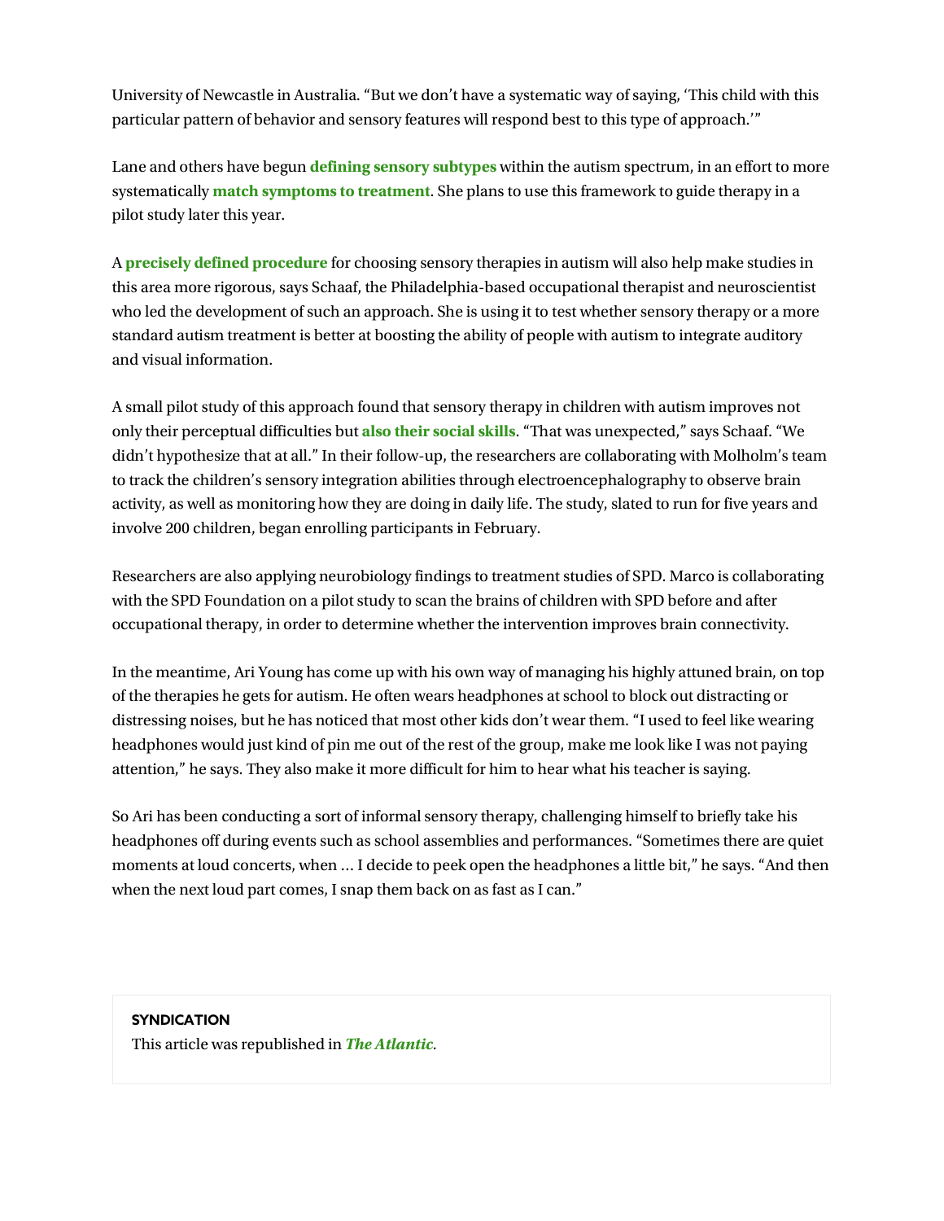University of Newcastle in Australia. "But we don't have a systematic way of saying, 'This child with this particular pattern of behavior and sensory features will respond best to this type of approach.'"

Lane and others have begun **defining sensory subtypes** within the autism spectrum, in an effort to more systematically **match symptoms to treatment**. She plans to use this framework to guide therapy in a pilot study later this year.

A **precisely defined procedure** for choosing sensory therapies in autism will also help make studies in this area more rigorous, says Schaaf, the Philadelphia-based occupational therapist and neuroscientist who led the development of such an approach. She is using it to test whether sensory therapy or a more standard autism treatment is better at boosting the ability of people with autism to integrate auditory and visual information.

A small pilot study of this approach found that sensory therapy in children with autism improves not only their perceptual difficulties but **also their social skills**. "That was unexpected," says Schaaf. "We didn't hypothesize that at all." In their follow-up, the researchers are collaborating with Molholm's team to track the children's sensory integration abilities through electroencephalography to observe brain activity, as well as monitoring how they are doing in daily life. The study, slated to run for five years and involve 200 children, began enrolling participants in February.

Researchers are also applying neurobiology findings to treatment studies of SPD. Marco is collaborating with the SPD Foundation on a pilot study to scan the brains of children with SPD before and after occupational therapy, in order to determine whether the intervention improves brain connectivity.

In the meantime, Ari Young has come up with his own way of managing his highly attuned brain, on top of the therapies he gets for autism. He often wears headphones at school to block out distracting or distressing noises, but he has noticed that most other kids don't wear them. "I used to feel like wearing headphones would just kind of pin me out of the rest of the group, make me look like I was not paying attention," he says. They also make it more difficult for him to hear what his teacher is saying.

So Ari has been conducting a sort of informal sensory therapy, challenging himself to briefly take his headphones off during events such as school assemblies and performances. "Sometimes there are quiet moments at loud concerts, when … I decide to peek open the headphones a little bit," he says. "And then when the next loud part comes, I snap them back on as fast as I can."

**SYNDICATION**

This article was republished in ***The Atlantic***.